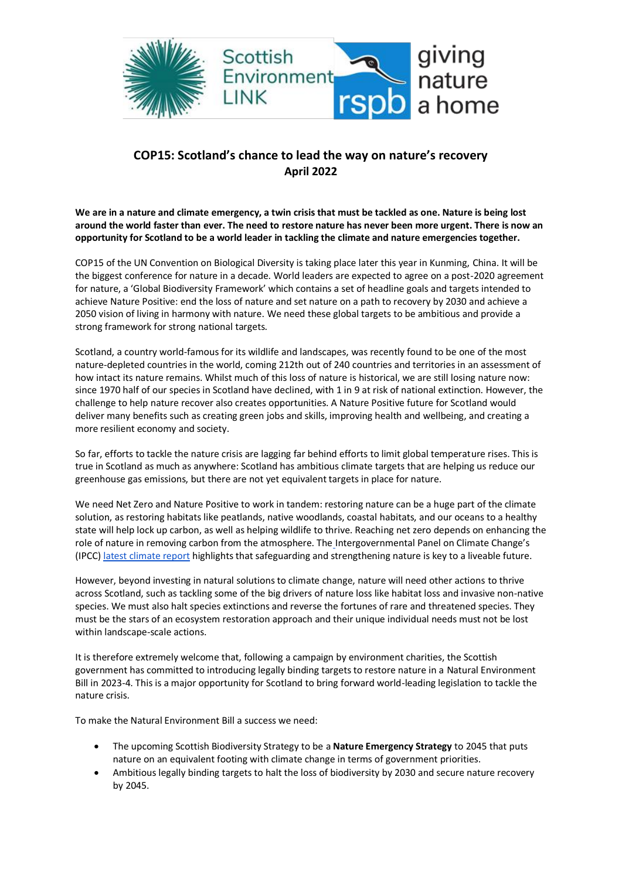# COP15: Scotland's chance to lead the way on nature's recovery
## April 2022

**We are in a nature and climate emergency, a twin crisis that must be tackled as one. Nature is being lost around the world faster than ever. The need to restore nature has never been more urgent. There is now an opportunity for Scotland to be a world leader in tackling the climate and nature emergencies together.**

COP15 of the UN Convention on Biological Diversity is taking place later this year in Kunming, China. It will be the biggest conference for nature in a decade. World leaders are expected to agree on a post-2020 agreement for nature, a 'Global Biodiversity Framework' which contains a set of headline goals and targets intended to achieve Nature Positive: end the loss of nature and set nature on a path to recovery by 2030 and achieve a 2050 vision of living in harmony with nature. We need these global targets to be ambitious and provide a strong framework for strong national targets.

Scotland, a country world-famous for its wildlife and landscapes, was recently found to be one of the most nature-depleted countries in the world, coming 212th out of 240 countries and territories in an assessment of how intact its nature remains. Whilst much of this loss of nature is historical, we are still losing nature now: since 1970 half of our species in Scotland have declined, with 1 in 9 at risk of national extinction. However, the challenge to help nature recover also creates opportunities. A Nature Positive future for Scotland would deliver many benefits such as creating green jobs and skills, improving health and wellbeing, and creating a more resilient economy and society.

So far, efforts to tackle the nature crisis are lagging far behind efforts to limit global temperature rises. This is true in Scotland as much as anywhere: Scotland has ambitious climate targets that are helping us reduce our greenhouse gas emissions, but there are not yet equivalent targets in place for nature.

We need Net Zero and Nature Positive to work in tandem: restoring nature can be a huge part of the climate solution, as restoring habitats like peatlands, native woodlands, coastal habitats, and our oceans to a healthy state will help lock up carbon, as well as helping wildlife to thrive. Reaching net zero depends on enhancing the role of nature in removing carbon from the atmosphere. The Intergovernmental Panel on Climate Change's (IPCC) latest climate report highlights that safeguarding and strengthening nature is key to a liveable future.

However, beyond investing in natural solutions to climate change, nature will need other actions to thrive across Scotland, such as tackling some of the big drivers of nature loss like habitat loss and invasive non-native species. We must also halt species extinctions and reverse the fortunes of rare and threatened species. They must be the stars of an ecosystem restoration approach and their unique individual needs must not be lost within landscape-scale actions.

It is therefore extremely welcome that, following a campaign by environment charities, the Scottish government has committed to introducing legally binding targets to restore nature in a Natural Environment Bill in 2023-4. This is a major opportunity for Scotland to bring forward world-leading legislation to tackle the nature crisis.

To make the Natural Environment Bill a success we need:

- The upcoming Scottish Biodiversity Strategy to be a **Nature Emergency Strategy** to 2045 that puts nature on an equivalent footing with climate change in terms of government priorities.
- Ambitious legally binding targets to halt the loss of biodiversity by 2030 and secure nature recovery by 2045.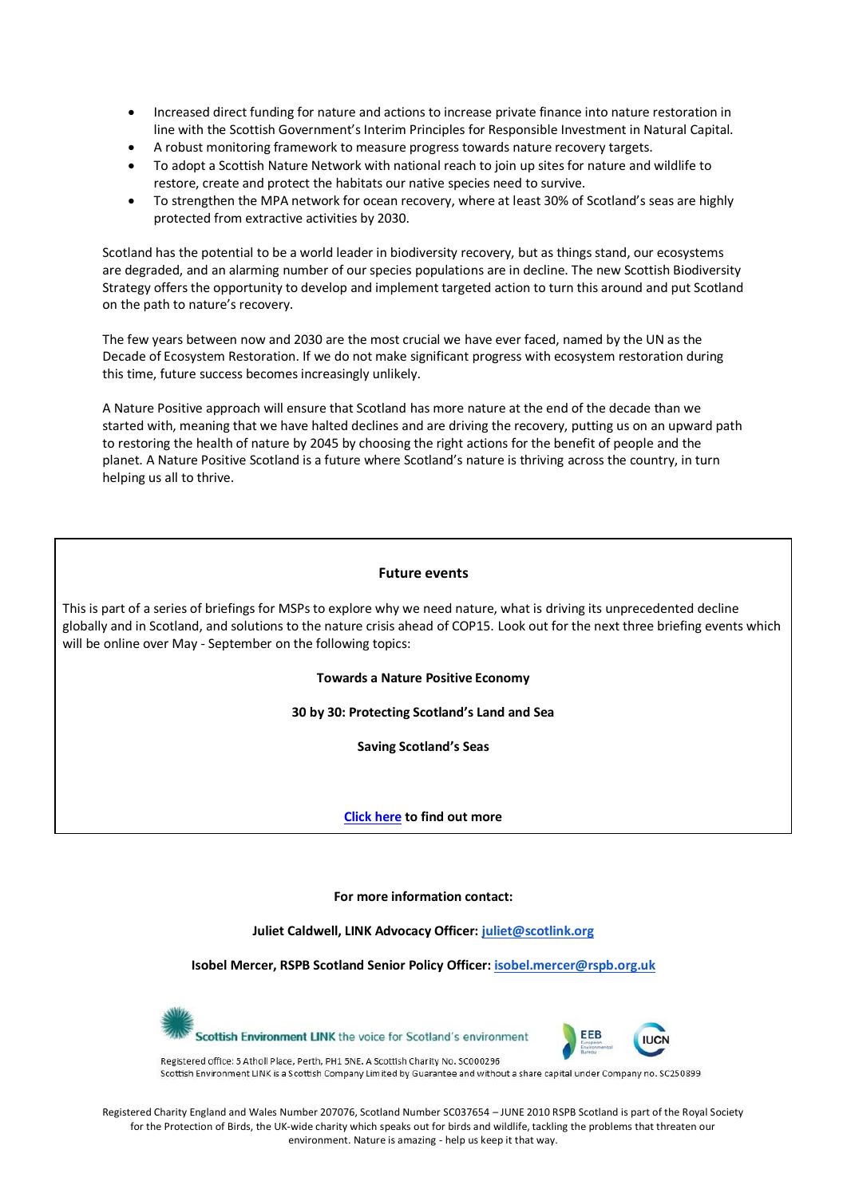- Increased direct funding for nature and actions to increase private finance into nature restoration in line with the Scottish Government's Interim Principles for Responsible Investment in Natural Capital.
- A robust monitoring framework to measure progress towards nature recovery targets.
- To adopt a Scottish Nature Network with national reach to join up sites for nature and wildlife to restore, create and protect the habitats our native species need to survive.
- To strengthen the MPA network for ocean recovery, where at least 30% of Scotland's seas are highly protected from extractive activities by 2030.

Scotland has the potential to be a world leader in biodiversity recovery, but as things stand, our ecosystems are degraded, and an alarming number of our species populations are in decline. The new Scottish Biodiversity Strategy offers the opportunity to develop and implement targeted action to turn this around and put Scotland on the path to nature's recovery.

The few years between now and 2030 are the most crucial we have ever faced, named by the UN as the Decade of Ecosystem Restoration. If we do not make significant progress with ecosystem restoration during this time, future success becomes increasingly unlikely.

A Nature Positive approach will ensure that Scotland has more nature at the end of the decade than we started with, meaning that we have halted declines and are driving the recovery, putting us on an upward path to restoring the health of nature by 2045 by choosing the right actions for the benefit of people and the planet. A Nature Positive Scotland is a future where Scotland's nature is thriving across the country, in turn helping us all to thrive.

**Future events**

This is part of a series of briefings for MSPs to explore why we need nature, what is driving its unprecedented decline globally and in Scotland, and solutions to the nature crisis ahead of COP15. Look out for the next three briefing events which will be online over May - September on the following topics:

**Towards a Nature Positive Economy**

**30 by 30: Protecting Scotland's Land and Sea**

**Saving Scotland's Seas**

**Click here to find out more**

**For more information contact:**

**Juliet Caldwell, LINK Advocacy Officer: juliet@scotlink.org**

**Isobel Mercer, RSPB Scotland Senior Policy Officer: isobel.mercer@rspb.org.uk**

Scottish Environment LINK the voice for Scotland's environment

EEB European Environmental Bureau

IUCN

Registered office: 5 Atholl Place, Perth, PH1 5NE. A Scottish Charity No. SC000296
Scottish Environment LINK is a Scottish Company Limited by Guarantee and without a share capital under Company no. SC250899

Registered Charity England and Wales Number 207076, Scotland Number SC037654 – JUNE 2010 RSPB Scotland is part of the Royal Society for the Protection of Birds, the UK-wide charity which speaks out for birds and wildlife, tackling the problems that threaten our environment. Nature is amazing - help us keep it that way.